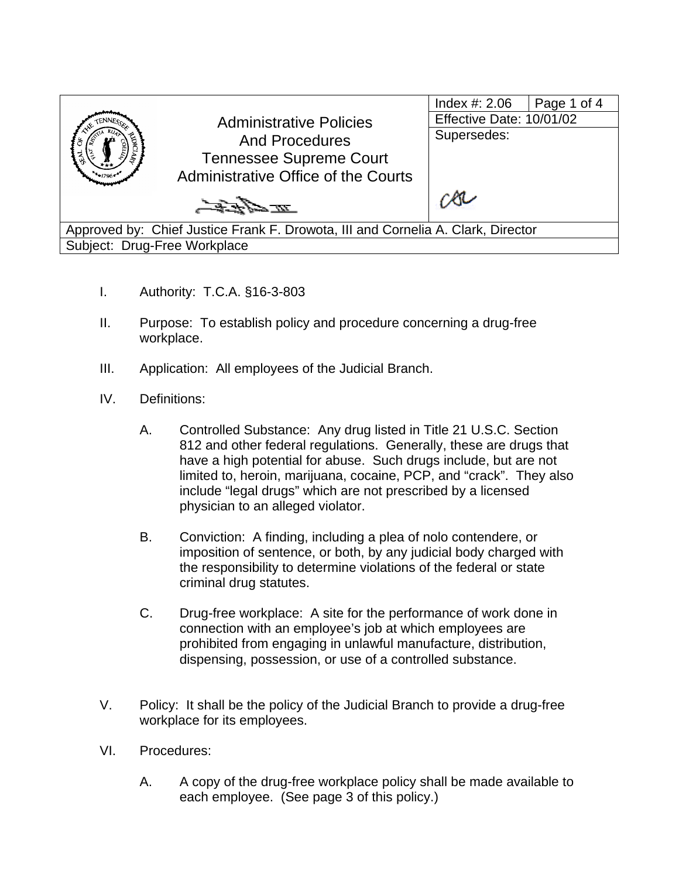| Administrative Policies And Procedures Tennessee Supreme Court Administrative Office of the Courts | Index #: 2.06 | Page 1 of 4 |
| --- | --- | --- |
| | Effective Date: 10/01/02 | |
| | Supersedes: | |
| Approved by: Chief Justice Frank F. Drowota, III and Cornelia A. Clark, Director | | |
| Subject: Drug-Free Workplace | | |

I. Authority: T.C.A. §16-3-803

II. Purpose: To establish policy and procedure concerning a drug-free workplace.

III. Application: All employees of the Judicial Branch.

IV. Definitions:

   A. Controlled Substance: Any drug listed in Title 21 U.S.C. Section 812 and other federal regulations. Generally, these are drugs that have a high potential for abuse. Such drugs include, but are not limited to, heroin, marijuana, cocaine, PCP, and "crack". They also include "legal drugs" which are not prescribed by a licensed physician to an alleged violator.

   B. Conviction: A finding, including a plea of nolo contendere, or imposition of sentence, or both, by any judicial body charged with the responsibility to determine violations of the federal or state criminal drug statutes.

   C. Drug-free workplace: A site for the performance of work done in connection with an employee's job at which employees are prohibited from engaging in unlawful manufacture, distribution, dispensing, possession, or use of a controlled substance.

V. Policy: It shall be the policy of the Judicial Branch to provide a drug-free workplace for its employees.

VI. Procedures:

   A. A copy of the drug-free workplace policy shall be made available to each employee. (See page 3 of this policy.)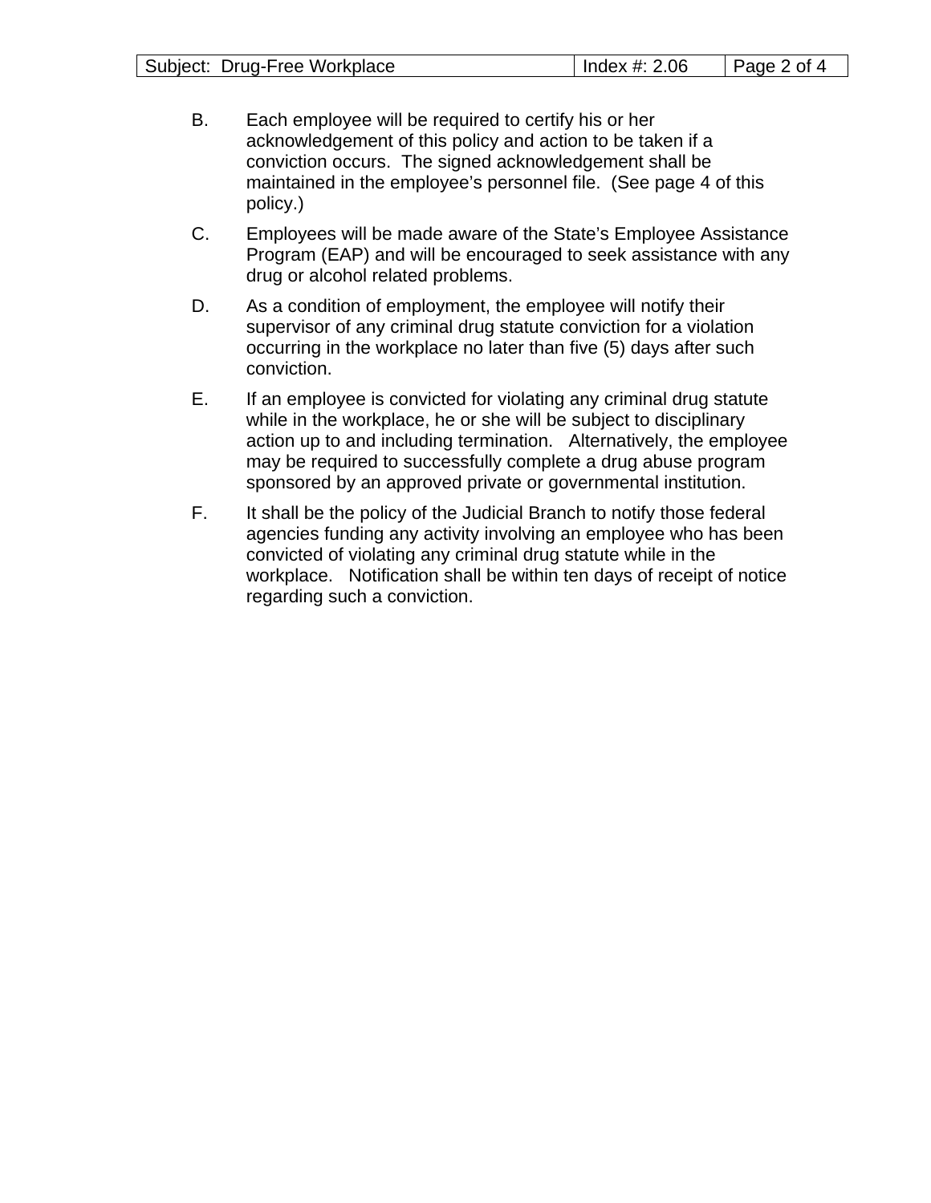B. Each employee will be required to certify his or her acknowledgement of this policy and action to be taken if a conviction occurs. The signed acknowledgement shall be maintained in the employee's personnel file. (See page 4 of this policy.)

C. Employees will be made aware of the State's Employee Assistance Program (EAP) and will be encouraged to seek assistance with any drug or alcohol related problems.

D. As a condition of employment, the employee will notify their supervisor of any criminal drug statute conviction for a violation occurring in the workplace no later than five (5) days after such conviction.

E. If an employee is convicted for violating any criminal drug statute while in the workplace, he or she will be subject to disciplinary action up to and including termination. Alternatively, the employee may be required to successfully complete a drug abuse program sponsored by an approved private or governmental institution.

F. It shall be the policy of the Judicial Branch to notify those federal agencies funding any activity involving an employee who has been convicted of violating any criminal drug statute while in the workplace. Notification shall be within ten days of receipt of notice regarding such a conviction.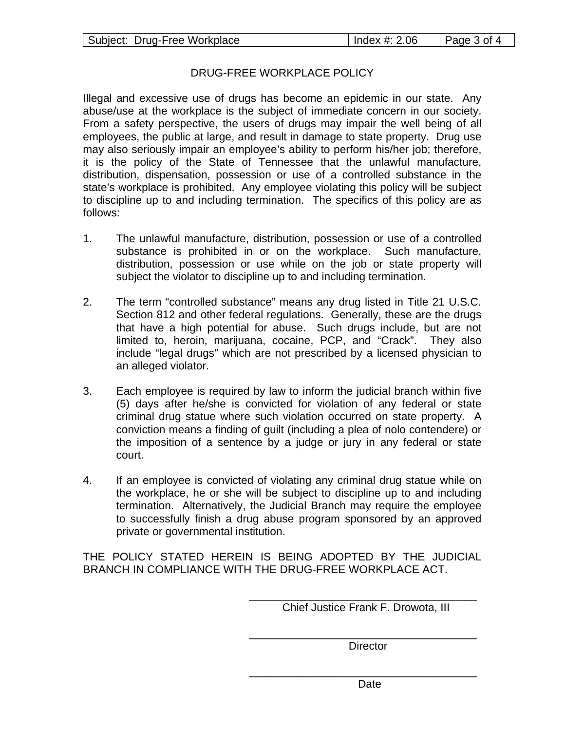# DRUG-FREE WORKPLACE POLICY

Illegal and excessive use of drugs has become an epidemic in our state. Any abuse/use at the workplace is the subject of immediate concern in our society. From a safety perspective, the users of drugs may impair the well being of all employees, the public at large, and result in damage to state property. Drug use may also seriously impair an employee's ability to perform his/her job; therefore, it is the policy of the State of Tennessee that the unlawful manufacture, distribution, dispensation, possession or use of a controlled substance in the state's workplace is prohibited. Any employee violating this policy will be subject to discipline up to and including termination. The specifics of this policy are as follows:

1. The unlawful manufacture, distribution, possession or use of a controlled substance is prohibited in or on the workplace. Such manufacture, distribution, possession or use while on the job or state property will subject the violator to discipline up to and including termination.

2. The term "controlled substance" means any drug listed in Title 21 U.S.C. Section 812 and other federal regulations. Generally, these are the drugs that have a high potential for abuse. Such drugs include, but are not limited to, heroin, marijuana, cocaine, PCP, and "Crack". They also include "legal drugs" which are not prescribed by a licensed physician to an alleged violator.

3. Each employee is required by law to inform the judicial branch within five (5) days after he/she is convicted for violation of any federal or state criminal drug statue where such violation occurred on state property. A conviction means a finding of guilt (including a plea of nolo contendere) or the imposition of a sentence by a judge or jury in any federal or state court.

4. If an employee is convicted of violating any criminal drug statue while on the workplace, he or she will be subject to discipline up to and including termination. Alternatively, the Judicial Branch may require the employee to successfully finish a drug abuse program sponsored by an approved private or governmental institution.

THE POLICY STATED HEREIN IS BEING ADOPTED BY THE JUDICIAL BRANCH IN COMPLIANCE WITH THE DRUG-FREE WORKPLACE ACT.

\_\_\_\_\_\_\_\_\_\_\_\_\_\_\_\_\_\_\_\_\_\_\_\_\_\_\_\_\_\_\_\_\_\_\_\_\_\_
Chief Justice Frank F. Drowota, III

\_\_\_\_\_\_\_\_\_\_\_\_\_\_\_\_\_\_\_\_\_\_\_\_\_\_\_\_\_\_\_\_\_\_\_\_\_\_
Director

\_\_\_\_\_\_\_\_\_\_\_\_\_\_\_\_\_\_\_\_\_\_\_\_\_\_\_\_\_\_\_\_\_\_\_\_\_\_
Date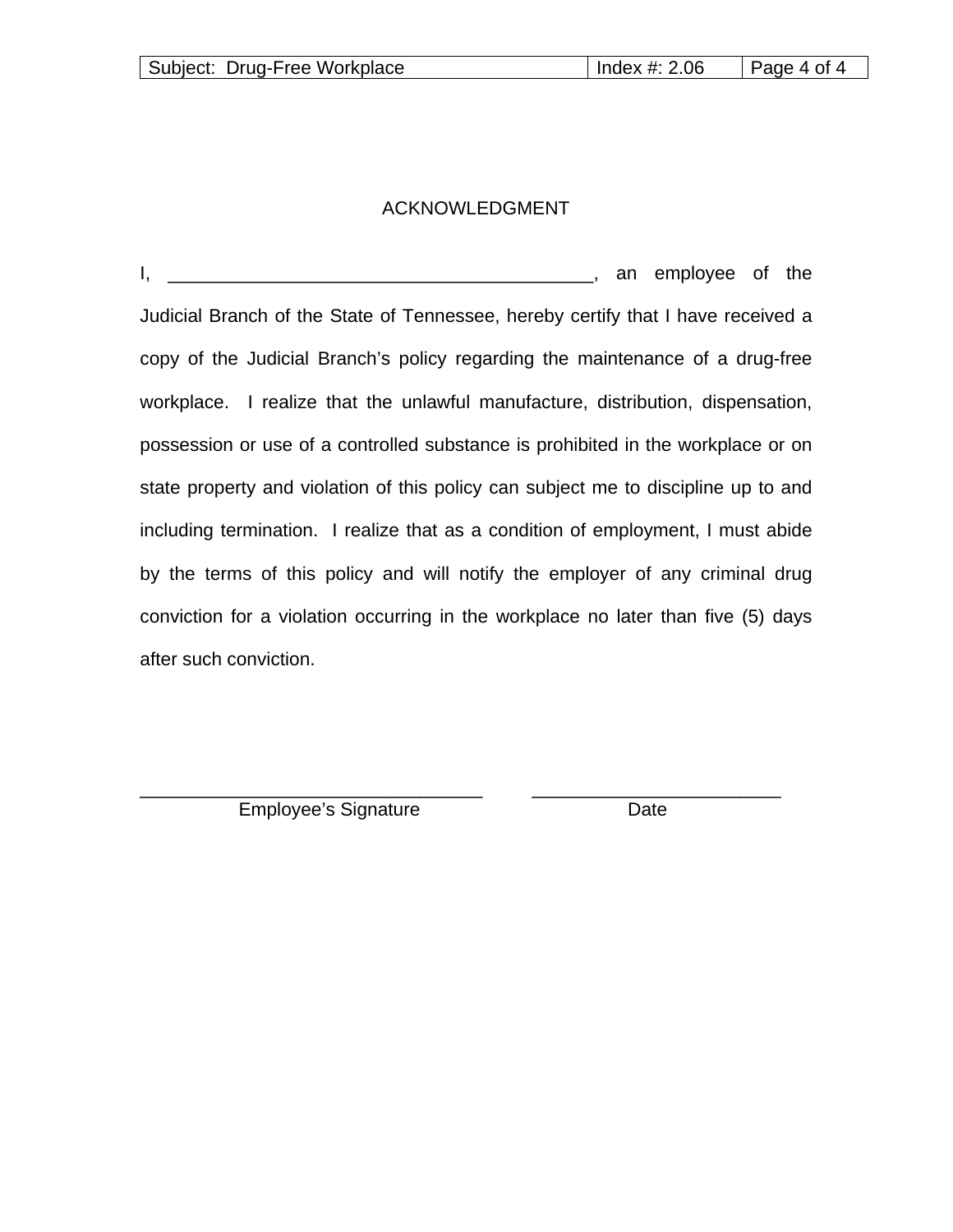# ACKNOWLEDGMENT

I, _________________________________________, an employee of the Judicial Branch of the State of Tennessee, hereby certify that I have received a copy of the Judicial Branch's policy regarding the maintenance of a drug-free workplace. I realize that the unlawful manufacture, distribution, dispensation, possession or use of a controlled substance is prohibited in the workplace or on state property and violation of this policy can subject me to discipline up to and including termination. I realize that as a condition of employment, I must abide by the terms of this policy and will notify the employer of any criminal drug conviction for a violation occurring in the workplace no later than five (5) days after such conviction.

_________________________________ Employee's Signature

________________________ Date